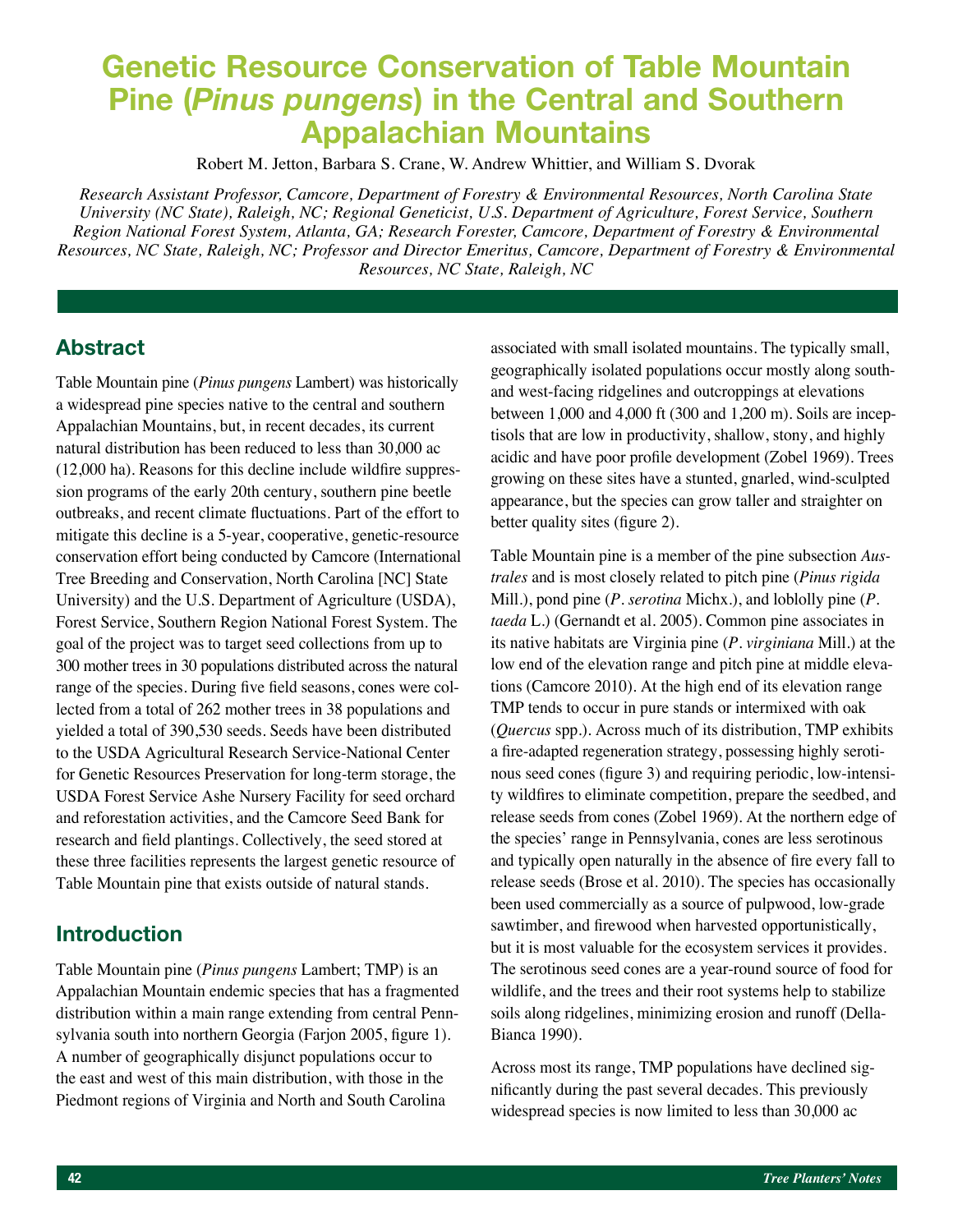# Genetic Resource Conservation of Table Mountain Pine (*Pinus pungens*) in the Central and Southern Appalachian Mountains

Robert M. Jetton, Barbara S. Crane, W. Andrew Whittier, and William S. Dvorak

*Research Assistant Professor, Camcore, Department of Forestry & Environmental Resources, North Carolina State University (NC State), Raleigh, NC; Regional Geneticist, U.S. Department of Agriculture, Forest Service, Southern Region National Forest System, Atlanta, GA; Research Forester, Camcore, Department of Forestry & Environmental Resources, NC State, Raleigh, NC; Professor and Director Emeritus, Camcore, Department of Forestry & Environmental Resources, NC State, Raleigh, NC*

## Abstract

Table Mountain pine (*Pinus pungens* Lambert) was historically a widespread pine species native to the central and southern Appalachian Mountains, but, in recent decades, its current natural distribution has been reduced to less than 30,000 ac (12,000 ha). Reasons for this decline include wildfire suppression programs of the early 20th century, southern pine beetle outbreaks, and recent climate fluctuations. Part of the effort to mitigate this decline is a 5-year, cooperative, genetic-resource conservation effort being conducted by Camcore (International Tree Breeding and Conservation, North Carolina [NC] State University) and the U.S. Department of Agriculture (USDA), Forest Service, Southern Region National Forest System. The goal of the project was to target seed collections from up to 300 mother trees in 30 populations distributed across the natural range of the species. During five field seasons, cones were collected from a total of 262 mother trees in 38 populations and yielded a total of 390,530 seeds. Seeds have been distributed to the USDA Agricultural Research Service-National Center for Genetic Resources Preservation for long-term storage, the USDA Forest Service Ashe Nursery Facility for seed orchard and reforestation activities, and the Camcore Seed Bank for research and field plantings. Collectively, the seed stored at these three facilities represents the largest genetic resource of Table Mountain pine that exists outside of natural stands.

## Introduction

Table Mountain pine (*Pinus pungens* Lambert; TMP) is an Appalachian Mountain endemic species that has a fragmented distribution within a main range extending from central Pennsylvania south into northern Georgia (Farjon 2005, figure 1). A number of geographically disjunct populations occur to the east and west of this main distribution, with those in the Piedmont regions of Virginia and North and South Carolina associated with small isolated mountains. The typically small, geographically isolated populations occur mostly along south- and west-facing ridgelines and outcroppings at elevations between 1,000 and 4,000 ft (300 and 1,200 m). Soils are inceptisols that are low in productivity, shallow, stony, and highly acidic and have poor profile development (Zobel 1969). Trees growing on these sites have a stunted, gnarled, wind-sculpted appearance, but the species can grow taller and straighter on better quality sites (figure 2).

Table Mountain pine is a member of the pine subsection *Australes* and is most closely related to pitch pine (*Pinus rigida* Mill.), pond pine (*P. serotina* Michx.), and loblolly pine (*P. taeda* L.) (Gernandt et al. 2005). Common pine associates in its native habitats are Virginia pine (*P. virginiana* Mill.) at the low end of the elevation range and pitch pine at middle elevations (Camcore 2010). At the high end of its elevation range TMP tends to occur in pure stands or intermixed with oak (*Quercus* spp.). Across much of its distribution, TMP exhibits a fire-adapted regeneration strategy, possessing highly serotinous seed cones (figure 3) and requiring periodic, low-intensity wildfires to eliminate competition, prepare the seedbed, and release seeds from cones (Zobel 1969). At the northern edge of the species' range in Pennsylvania, cones are less serotinous and typically open naturally in the absence of fire every fall to release seeds (Brose et al. 2010). The species has occasionally been used commercially as a source of pulpwood, low-grade sawtimber, and firewood when harvested opportunistically, but it is most valuable for the ecosystem services it provides. The serotinous seed cones are a year-round source of food for wildlife, and the trees and their root systems help to stabilize soils along ridgelines, minimizing erosion and runoff (Della-Bianca 1990).

Across most its range, TMP populations have declined significantly during the past several decades. This previously widespread species is now limited to less than 30,000 ac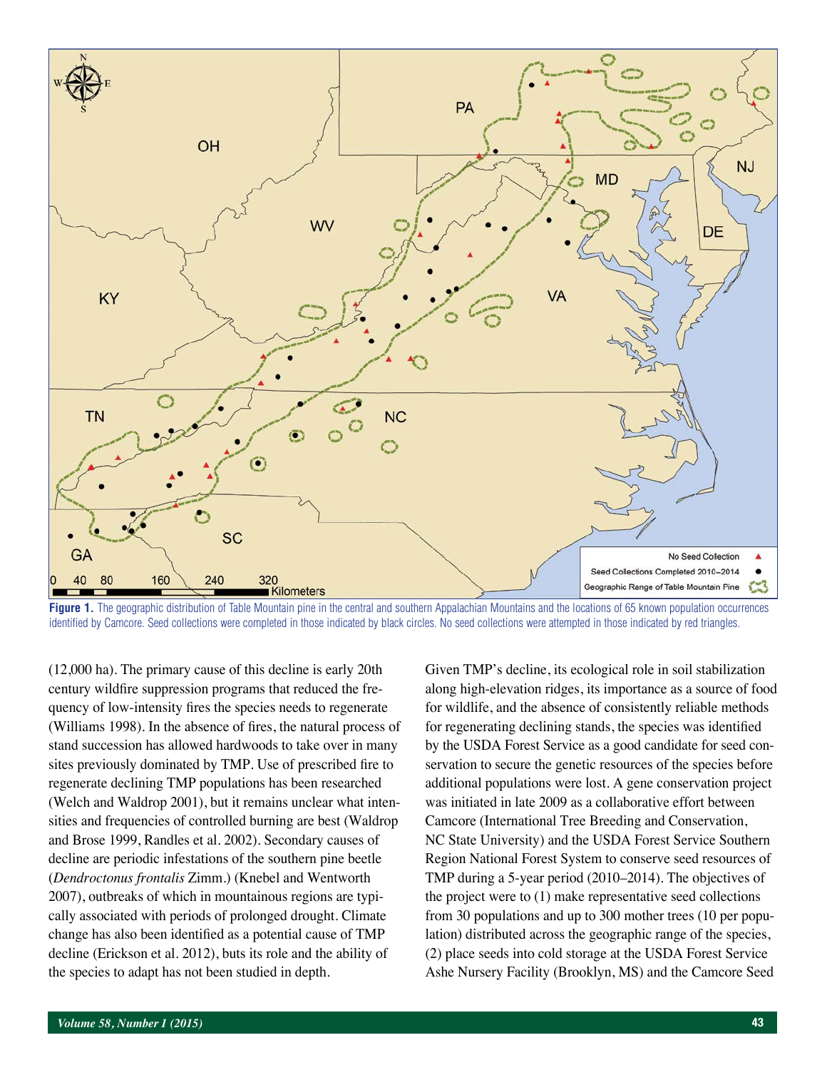Figure 1. The geographic distribution of Table Mountain pine in the central and southern Appalachian Mountains and the locations of 65 known population occurrences identified by Camcore. Seed collections were completed in those indicated by black circles. No seed collections were attempted in those indicated by red triangles.

(12,000 ha). The primary cause of this decline is early 20th century wildfire suppression programs that reduced the frequency of low-intensity fires the species needs to regenerate (Williams 1998). In the absence of fires, the natural process of stand succession has allowed hardwoods to take over in many sites previously dominated by TMP. Use of prescribed fire to regenerate declining TMP populations has been researched (Welch and Waldrop 2001), but it remains unclear what intensities and frequencies of controlled burning are best (Waldrop and Brose 1999, Randles et al. 2002). Secondary causes of decline are periodic infestations of the southern pine beetle (*Dendroctonus frontalis* Zimm.) (Knebel and Wentworth 2007), outbreaks of which in mountainous regions are typically associated with periods of prolonged drought. Climate change has also been identified as a potential cause of TMP decline (Erickson et al. 2012), buts its role and the ability of the species to adapt has not been studied in depth.

Given TMP's decline, its ecological role in soil stabilization along high-elevation ridges, its importance as a source of food for wildlife, and the absence of consistently reliable methods for regenerating declining stands, the species was identified by the USDA Forest Service as a good candidate for seed conservation to secure the genetic resources of the species before additional populations were lost. A gene conservation project was initiated in late 2009 as a collaborative effort between Camcore (International Tree Breeding and Conservation, NC State University) and the USDA Forest Service Southern Region National Forest System to conserve seed resources of TMP during a 5-year period (2010–2014). The objectives of the project were to (1) make representative seed collections from 30 populations and up to 300 mother trees (10 per population) distributed across the geographic range of the species, (2) place seeds into cold storage at the USDA Forest Service Ashe Nursery Facility (Brooklyn, MS) and the Camcore Seed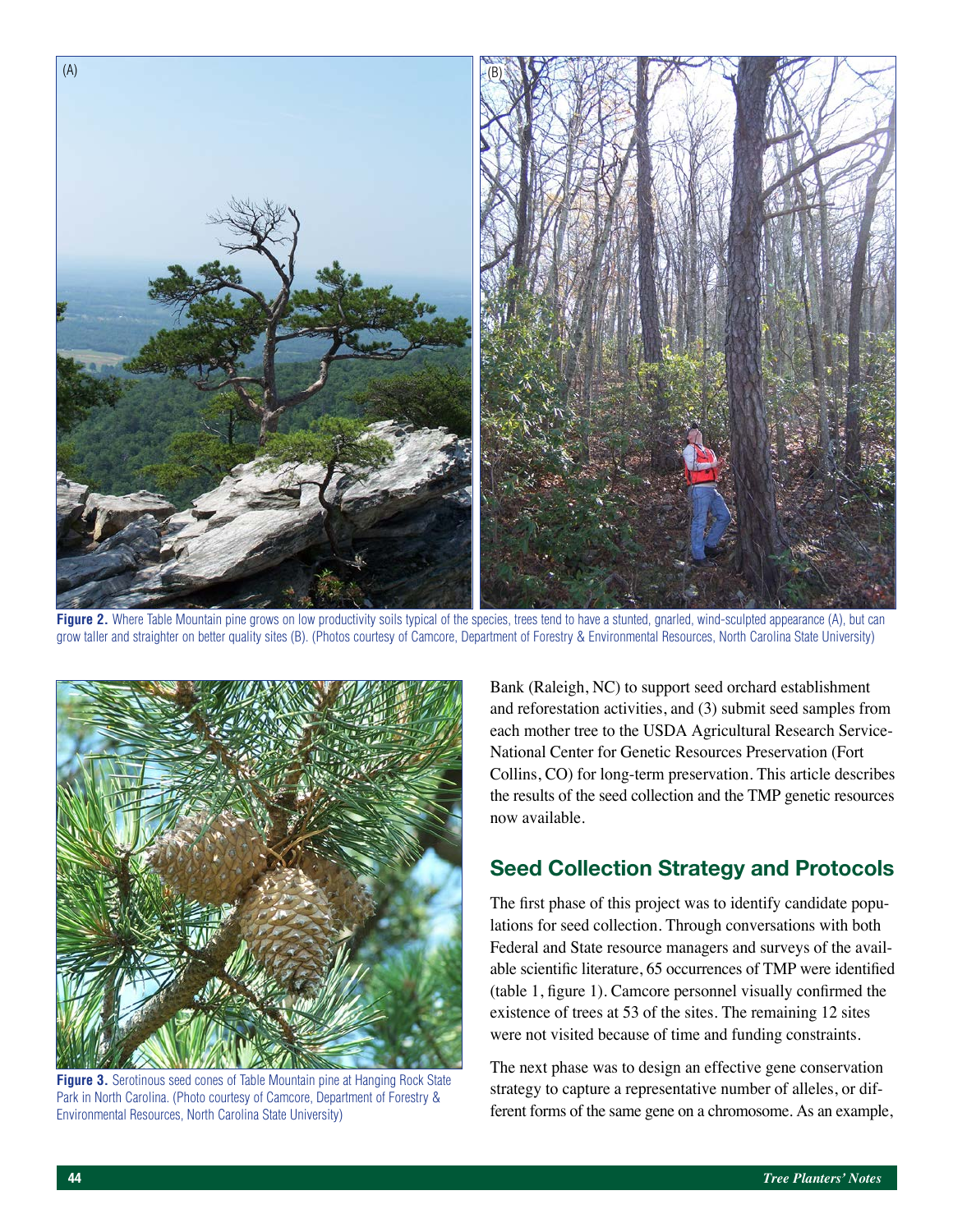Figure 2. Where Table Mountain pine grows on low productivity soils typical of the species, trees tend to have a stunted, gnarled, wind-sculpted appearance (A), but can grow taller and straighter on better quality sites (B). (Photos courtesy of Camcore, Department of Forestry & Environmental Resources, North Carolina State University)

Figure 3. Serotinous seed cones of Table Mountain pine at Hanging Rock State Park in North Carolina. (Photo courtesy of Camcore, Department of Forestry & Environmental Resources, North Carolina State University)

Bank (Raleigh, NC) to support seed orchard establishment and reforestation activities, and (3) submit seed samples from each mother tree to the USDA Agricultural Research Service-National Center for Genetic Resources Preservation (Fort Collins, CO) for long-term preservation. This article describes the results of the seed collection and the TMP genetic resources now available.

## Seed Collection Strategy and Protocols

The first phase of this project was to identify candidate populations for seed collection. Through conversations with both Federal and State resource managers and surveys of the available scientific literature, 65 occurrences of TMP were identified (table 1, figure 1). Camcore personnel visually confirmed the existence of trees at 53 of the sites. The remaining 12 sites were not visited because of time and funding constraints.

The next phase was to design an effective gene conservation strategy to capture a representative number of alleles, or different forms of the same gene on a chromosome. As an example,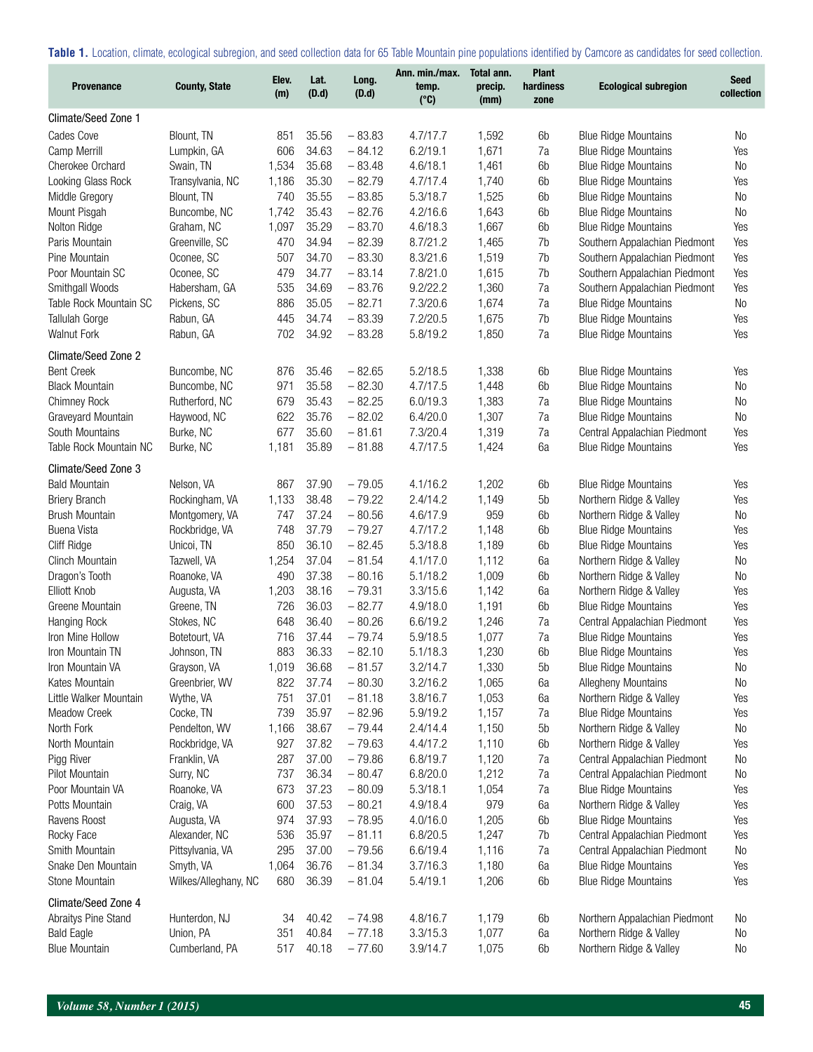**Table 1.** Location, climate, ecological subregion, and seed collection data for 65 Table Mountain pine populations identified by Camcore as candidates for seed collection.

| Provenance | County, State | Elev. (m) | Lat. (D.d) | Long. (D.d) | Ann. min./max. temp. (°C) | Total ann. precip. (mm) | Plant hardiness zone | Ecological subregion | Seed collection |
|---|---|---|---|---|---|---|---|---|---|
| Climate/Seed Zone 1 | | | | | | | | | |
| Cades Cove | Blount, TN | 851 | 35.56 | − 83.83 | 4.7/17.7 | 1,592 | 6b | Blue Ridge Mountains | No |
| Camp Merrill | Lumpkin, GA | 606 | 34.63 | − 84.12 | 6.2/19.1 | 1,671 | 7a | Blue Ridge Mountains | Yes |
| Cherokee Orchard | Swain, TN | 1,534 | 35.68 | − 83.48 | 4.6/18.1 | 1,461 | 6b | Blue Ridge Mountains | No |
| Looking Glass Rock | Transylvania, NC | 1,186 | 35.30 | − 82.79 | 4.7/17.4 | 1,740 | 6b | Blue Ridge Mountains | Yes |
| Middle Gregory | Blount, TN | 740 | 35.55 | − 83.85 | 5.3/18.7 | 1,525 | 6b | Blue Ridge Mountains | No |
| Mount Pisgah | Buncombe, NC | 1,742 | 35.43 | − 82.76 | 4.2/16.6 | 1,643 | 6b | Blue Ridge Mountains | No |
| Nolton Ridge | Graham, NC | 1,097 | 35.29 | − 83.70 | 4.6/18.3 | 1,667 | 6b | Blue Ridge Mountains | Yes |
| Paris Mountain | Greenville, SC | 470 | 34.94 | − 82.39 | 8.7/21.2 | 1,465 | 7b | Southern Appalachian Piedmont | Yes |
| Pine Mountain | Oconee, SC | 507 | 34.70 | − 83.30 | 8.3/21.6 | 1,519 | 7b | Southern Appalachian Piedmont | Yes |
| Poor Mountain SC | Oconee, SC | 479 | 34.77 | − 83.14 | 7.8/21.0 | 1,615 | 7b | Southern Appalachian Piedmont | Yes |
| Smithgall Woods | Habersham, GA | 535 | 34.69 | − 83.76 | 9.2/22.2 | 1,360 | 7a | Southern Appalachian Piedmont | Yes |
| Table Rock Mountain SC | Pickens, SC | 886 | 35.05 | − 82.71 | 7.3/20.6 | 1,674 | 7a | Blue Ridge Mountains | No |
| Tallulah Gorge | Rabun, GA | 445 | 34.74 | − 83.39 | 7.2/20.5 | 1,675 | 7b | Blue Ridge Mountains | Yes |
| Walnut Fork | Rabun, GA | 702 | 34.92 | − 83.28 | 5.8/19.2 | 1,850 | 7a | Blue Ridge Mountains | Yes |
| Climate/Seed Zone 2 | | | | | | | | | |
| Bent Creek | Buncombe, NC | 876 | 35.46 | − 82.65 | 5.2/18.5 | 1,338 | 6b | Blue Ridge Mountains | Yes |
| Black Mountain | Buncombe, NC | 971 | 35.58 | − 82.30 | 4.7/17.5 | 1,448 | 6b | Blue Ridge Mountains | No |
| Chimney Rock | Rutherford, NC | 679 | 35.43 | − 82.25 | 6.0/19.3 | 1,383 | 7a | Blue Ridge Mountains | No |
| Graveyard Mountain | Haywood, NC | 622 | 35.76 | − 82.02 | 6.4/20.0 | 1,307 | 7a | Blue Ridge Mountains | No |
| South Mountains | Burke, NC | 677 | 35.60 | − 81.61 | 7.3/20.4 | 1,319 | 7a | Central Appalachian Piedmont | Yes |
| Table Rock Mountain NC | Burke, NC | 1,181 | 35.89 | − 81.88 | 4.7/17.5 | 1,424 | 6a | Blue Ridge Mountains | Yes |
| Climate/Seed Zone 3 | | | | | | | | | |
| Bald Mountain | Nelson, VA | 867 | 37.90 | − 79.05 | 4.1/16.2 | 1,202 | 6b | Blue Ridge Mountains | Yes |
| Briery Branch | Rockingham, VA | 1,133 | 38.48 | − 79.22 | 2.4/14.2 | 1,149 | 5b | Northern Ridge & Valley | Yes |
| Brush Mountain | Montgomery, VA | 747 | 37.24 | − 80.56 | 4.6/17.9 | 959 | 6b | Northern Ridge & Valley | No |
| Buena Vista | Rockbridge, VA | 748 | 37.79 | − 79.27 | 4.7/17.2 | 1,148 | 6b | Blue Ridge Mountains | Yes |
| Cliff Ridge | Unicoi, TN | 850 | 36.10 | − 82.45 | 5.3/18.8 | 1,189 | 6b | Blue Ridge Mountains | Yes |
| Clinch Mountain | Tazwell, VA | 1,254 | 37.04 | − 81.54 | 4.1/17.0 | 1,112 | 6a | Northern Ridge & Valley | No |
| Dragon's Tooth | Roanoke, VA | 490 | 37.38 | − 80.16 | 5.1/18.2 | 1,009 | 6b | Northern Ridge & Valley | No |
| Elliott Knob | Augusta, VA | 1,203 | 38.16 | − 79.31 | 3.3/15.6 | 1,142 | 6a | Northern Ridge & Valley | Yes |
| Greene Mountain | Greene, TN | 726 | 36.03 | − 82.77 | 4.9/18.0 | 1,191 | 6b | Blue Ridge Mountains | Yes |
| Hanging Rock | Stokes, NC | 648 | 36.40 | − 80.26 | 6.6/19.2 | 1,246 | 7a | Central Appalachian Piedmont | Yes |
| Iron Mine Hollow | Botetourt, VA | 716 | 37.44 | − 79.74 | 5.9/18.5 | 1,077 | 7a | Blue Ridge Mountains | Yes |
| Iron Mountain TN | Johnson, TN | 883 | 36.33 | − 82.10 | 5.1/18.3 | 1,230 | 6b | Blue Ridge Mountains | Yes |
| Iron Mountain VA | Grayson, VA | 1,019 | 36.68 | − 81.57 | 3.2/14.7 | 1,330 | 5b | Blue Ridge Mountains | No |
| Kates Mountain | Greenbrier, WV | 822 | 37.74 | − 80.30 | 3.2/16.2 | 1,065 | 6a | Allegheny Mountains | No |
| Little Walker Mountain | Wythe, VA | 751 | 37.01 | − 81.18 | 3.8/16.7 | 1,053 | 6a | Northern Ridge & Valley | Yes |
| Meadow Creek | Cocke, TN | 739 | 35.97 | − 82.96 | 5.9/19.2 | 1,157 | 7a | Blue Ridge Mountains | Yes |
| North Fork | Pendelton, WV | 1,166 | 38.67 | − 79.44 | 2.4/14.4 | 1,150 | 5b | Northern Ridge & Valley | No |
| North Mountain | Rockbridge, VA | 927 | 37.82 | − 79.63 | 4.4/17.2 | 1,110 | 6b | Northern Ridge & Valley | Yes |
| Pigg River | Franklin, VA | 287 | 37.00 | − 79.86 | 6.8/19.7 | 1,120 | 7a | Central Appalachian Piedmont | No |
| Pilot Mountain | Surry, NC | 737 | 36.34 | − 80.47 | 6.8/20.0 | 1,212 | 7a | Central Appalachian Piedmont | No |
| Poor Mountain VA | Roanoke, VA | 673 | 37.23 | − 80.09 | 5.3/18.1 | 1,054 | 7a | Blue Ridge Mountains | Yes |
| Potts Mountain | Craig, VA | 600 | 37.53 | − 80.21 | 4.9/18.4 | 979 | 6a | Northern Ridge & Valley | Yes |
| Ravens Roost | Augusta, VA | 974 | 37.93 | − 78.95 | 4.0/16.0 | 1,205 | 6b | Blue Ridge Mountains | Yes |
| Rocky Face | Alexander, NC | 536 | 35.97 | − 81.11 | 6.8/20.5 | 1,247 | 7b | Central Appalachian Piedmont | Yes |
| Smith Mountain | Pittsylvania, VA | 295 | 37.00 | − 79.56 | 6.6/19.4 | 1,116 | 7a | Central Appalachian Piedmont | No |
| Snake Den Mountain | Smyth, VA | 1,064 | 36.76 | − 81.34 | 3.7/16.3 | 1,180 | 6a | Blue Ridge Mountains | Yes |
| Stone Mountain | Wilkes/Alleghany, NC | 680 | 36.39 | − 81.04 | 5.4/19.1 | 1,206 | 6b | Blue Ridge Mountains | Yes |
| Climate/Seed Zone 4 | | | | | | | | | |
| Abraitys Pine Stand | Hunterdon, NJ | 34 | 40.42 | − 74.98 | 4.8/16.7 | 1,179 | 6b | Northern Appalachian Piedmont | No |
| Bald Eagle | Union, PA | 351 | 40.84 | − 77.18 | 3.3/15.3 | 1,077 | 6a | Northern Ridge & Valley | No |
| Blue Mountain | Cumberland, PA | 517 | 40.18 | − 77.60 | 3.9/14.7 | 1,075 | 6b | Northern Ridge & Valley | No |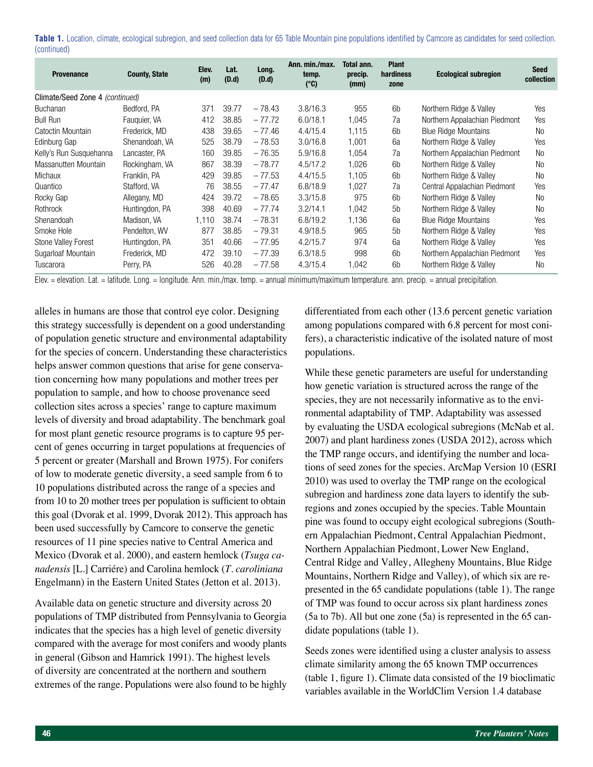**Table 1.** Location, climate, ecological subregion, and seed collection data for 65 Table Mountain pine populations identified by Camcore as candidates for seed collection. (continued)

| Provenance | County, State | Elev. (m) | Lat. (D.d) | Long. (D.d) | Ann. min./max. temp. (°C) | Total ann. precip. (mm) | Plant hardiness zone | Ecological subregion | Seed collection |
|---|---|---|---|---|---|---|---|---|---|
| Climate/Seed Zone 4 *(continued)* | | | | | | | | | |
| Buchanan | Bedford, PA | 371 | 39.77 | − 78.43 | 3.8/16.3 | 955 | 6b | Northern Ridge & Valley | Yes |
| Bull Run | Fauquier, VA | 412 | 38.85 | − 77.72 | 6.0/18.1 | 1,045 | 7a | Northern Appalachian Piedmont | Yes |
| Catoctin Mountain | Frederick, MD | 438 | 39.65 | − 77.46 | 4.4/15.4 | 1,115 | 6b | Blue Ridge Mountains | No |
| Edinburg Gap | Shenandoah, VA | 525 | 38.79 | − 78.53 | 3.0/16.8 | 1,001 | 6a | Northern Ridge & Valley | Yes |
| Kelly's Run Susquehanna | Lancaster, PA | 160 | 39.85 | − 76.35 | 5.9/16.8 | 1,054 | 7a | Northern Appalachian Piedmont | No |
| Massanutten Mountain | Rockingham, VA | 867 | 38.39 | − 78.77 | 4.5/17.2 | 1,026 | 6b | Northern Ridge & Valley | No |
| Michaux | Franklin, PA | 429 | 39.85 | − 77.53 | 4.4/15.5 | 1,105 | 6b | Northern Ridge & Valley | No |
| Quantico | Stafford, VA | 76 | 38.55 | − 77.47 | 6.8/18.9 | 1,027 | 7a | Central Appalachian Piedmont | Yes |
| Rocky Gap | Allegany, MD | 424 | 39.72 | − 78.65 | 3.3/15.8 | 975 | 6b | Northern Ridge & Valley | No |
| Rothrock | Huntingdon, PA | 398 | 40.69 | − 77.74 | 3.2/14.1 | 1,042 | 5b | Northern Ridge & Valley | No |
| Shenandoah | Madison, VA | 1,110 | 38.74 | − 78.31 | 6.8/19.2 | 1,136 | 6a | Blue Ridge Mountains | Yes |
| Smoke Hole | Pendelton, WV | 877 | 38.85 | − 79.31 | 4.9/18.5 | 965 | 5b | Northern Ridge & Valley | Yes |
| Stone Valley Forest | Huntingdon, PA | 351 | 40.66 | − 77.95 | 4.2/15.7 | 974 | 6a | Northern Ridge & Valley | Yes |
| Sugarloaf Mountain | Frederick, MD | 472 | 39.10 | − 77.39 | 6.3/18.5 | 998 | 6b | Northern Appalachian Piedmont | Yes |
| Tuscarora | Perry, PA | 526 | 40.28 | − 77.58 | 4.3/15.4 | 1,042 | 6b | Northern Ridge & Valley | No |

Elev. = elevation. Lat. = latitude. Long. = longitude. Ann. min./max. temp. = annual minimum/maximum temperature. ann. precip. = annual precipitation.

alleles in humans are those that control eye color. Designing this strategy successfully is dependent on a good understanding of population genetic structure and environmental adaptability for the species of concern. Understanding these characteristics helps answer common questions that arise for gene conservation concerning how many populations and mother trees per population to sample, and how to choose provenance seed collection sites across a species' range to capture maximum levels of diversity and broad adaptability. The benchmark goal for most plant genetic resource programs is to capture 95 percent of genes occurring in target populations at frequencies of 5 percent or greater (Marshall and Brown 1975). For conifers of low to moderate genetic diversity, a seed sample from 6 to 10 populations distributed across the range of a species and from 10 to 20 mother trees per population is sufficient to obtain this goal (Dvorak et al. 1999, Dvorak 2012). This approach has been used successfully by Camcore to conserve the genetic resources of 11 pine species native to Central America and Mexico (Dvorak et al. 2000), and eastern hemlock (*Tsuga canadensis* [L.] Carriére) and Carolina hemlock (*T. caroliniana* Engelmann) in the Eastern United States (Jetton et al. 2013).

Available data on genetic structure and diversity across 20 populations of TMP distributed from Pennsylvania to Georgia indicates that the species has a high level of genetic diversity compared with the average for most conifers and woody plants in general (Gibson and Hamrick 1991). The highest levels of diversity are concentrated at the northern and southern extremes of the range. Populations were also found to be highly differentiated from each other (13.6 percent genetic variation among populations compared with 6.8 percent for most conifers), a characteristic indicative of the isolated nature of most populations.

While these genetic parameters are useful for understanding how genetic variation is structured across the range of the species, they are not necessarily informative as to the environmental adaptability of TMP. Adaptability was assessed by evaluating the USDA ecological subregions (McNab et al. 2007) and plant hardiness zones (USDA 2012), across which the TMP range occurs, and identifying the number and locations of seed zones for the species. ArcMap Version 10 (ESRI 2010) was used to overlay the TMP range on the ecological subregion and hardiness zone data layers to identify the subregions and zones occupied by the species. Table Mountain pine was found to occupy eight ecological subregions (Southern Appalachian Piedmont, Central Appalachian Piedmont, Northern Appalachian Piedmont, Lower New England, Central Ridge and Valley, Allegheny Mountains, Blue Ridge Mountains, Northern Ridge and Valley), of which six are represented in the 65 candidate populations (table 1). The range of TMP was found to occur across six plant hardiness zones (5a to 7b). All but one zone (5a) is represented in the 65 candidate populations (table 1).

Seeds zones were identified using a cluster analysis to assess climate similarity among the 65 known TMP occurrences (table 1, figure 1). Climate data consisted of the 19 bioclimatic variables available in the WorldClim Version 1.4 database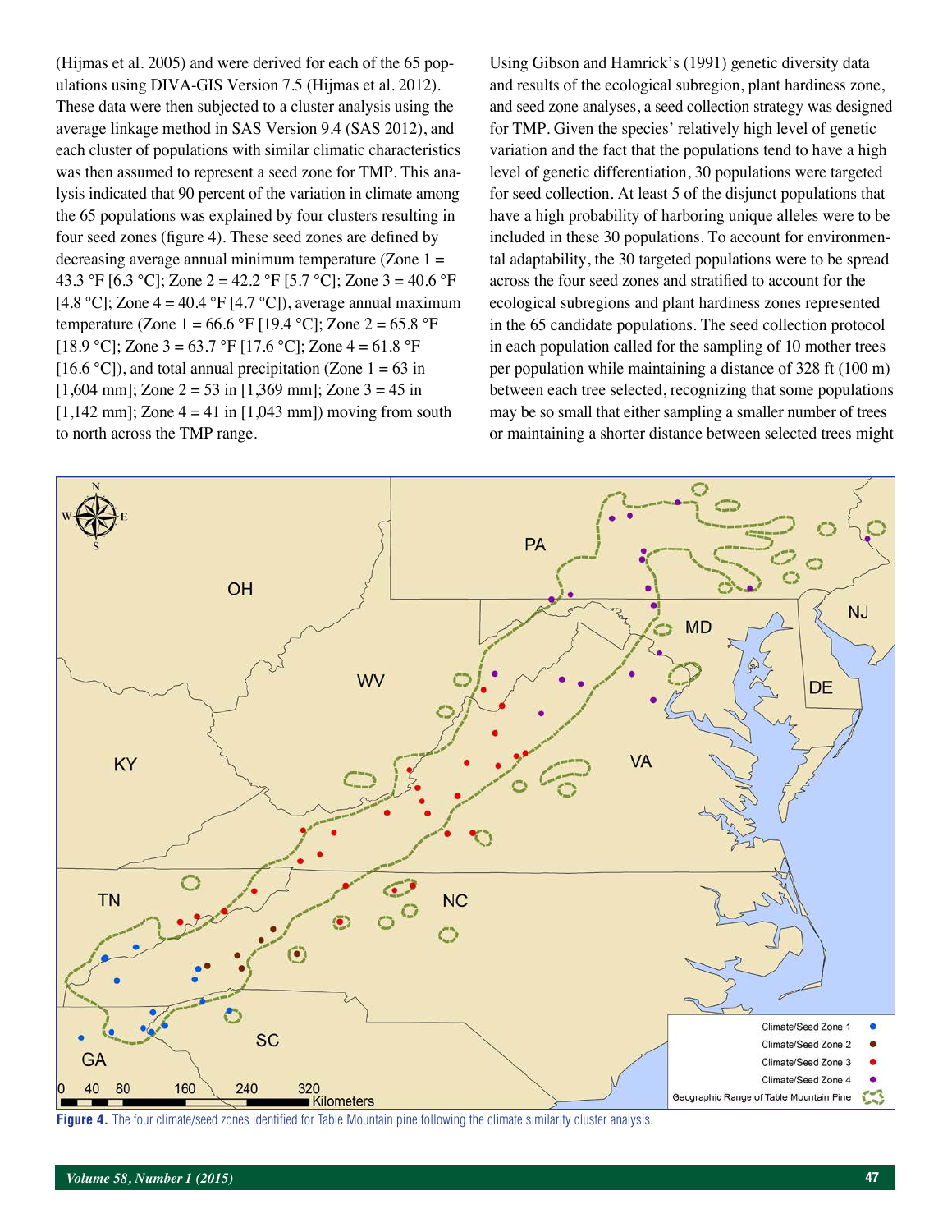(Hijmas et al. 2005) and were derived for each of the 65 populations using DIVA-GIS Version 7.5 (Hijmas et al. 2012). These data were then subjected to a cluster analysis using the average linkage method in SAS Version 9.4 (SAS 2012), and each cluster of populations with similar climatic characteristics was then assumed to represent a seed zone for TMP. This analysis indicated that 90 percent of the variation in climate among the 65 populations was explained by four clusters resulting in four seed zones (figure 4). These seed zones are defined by decreasing average annual minimum temperature (Zone 1 = 43.3 °F [6.3 °C]; Zone 2 = 42.2 °F [5.7 °C]; Zone 3 = 40.6 °F [4.8 °C]; Zone 4 = 40.4 °F [4.7 °C]), average annual maximum temperature (Zone 1 = 66.6 °F [19.4 °C]; Zone 2 = 65.8 °F [18.9 °C]; Zone 3 = 63.7 °F [17.6 °C]; Zone 4 = 61.8 °F [16.6 °C]), and total annual precipitation (Zone 1 = 63 in [1,604 mm]; Zone 2 = 53 in [1,369 mm]; Zone 3 = 45 in [1,142 mm]; Zone 4 = 41 in [1,043 mm]) moving from south to north across the TMP range.

Using Gibson and Hamrick's (1991) genetic diversity data and results of the ecological subregion, plant hardiness zone, and seed zone analyses, a seed collection strategy was designed for TMP. Given the species' relatively high level of genetic variation and the fact that the populations tend to have a high level of genetic differentiation, 30 populations were targeted for seed collection. At least 5 of the disjunct populations that have a high probability of harboring unique alleles were to be included in these 30 populations. To account for environmental adaptability, the 30 targeted populations were to be spread across the four seed zones and stratified to account for the ecological subregions and plant hardiness zones represented in the 65 candidate populations. The seed collection protocol in each population called for the sampling of 10 mother trees per population while maintaining a distance of 328 ft (100 m) between each tree selected, recognizing that some populations may be so small that either sampling a smaller number of trees or maintaining a shorter distance between selected trees might

**Figure 4.** The four climate/seed zones identified for Table Mountain pine following the climate similarity cluster analysis.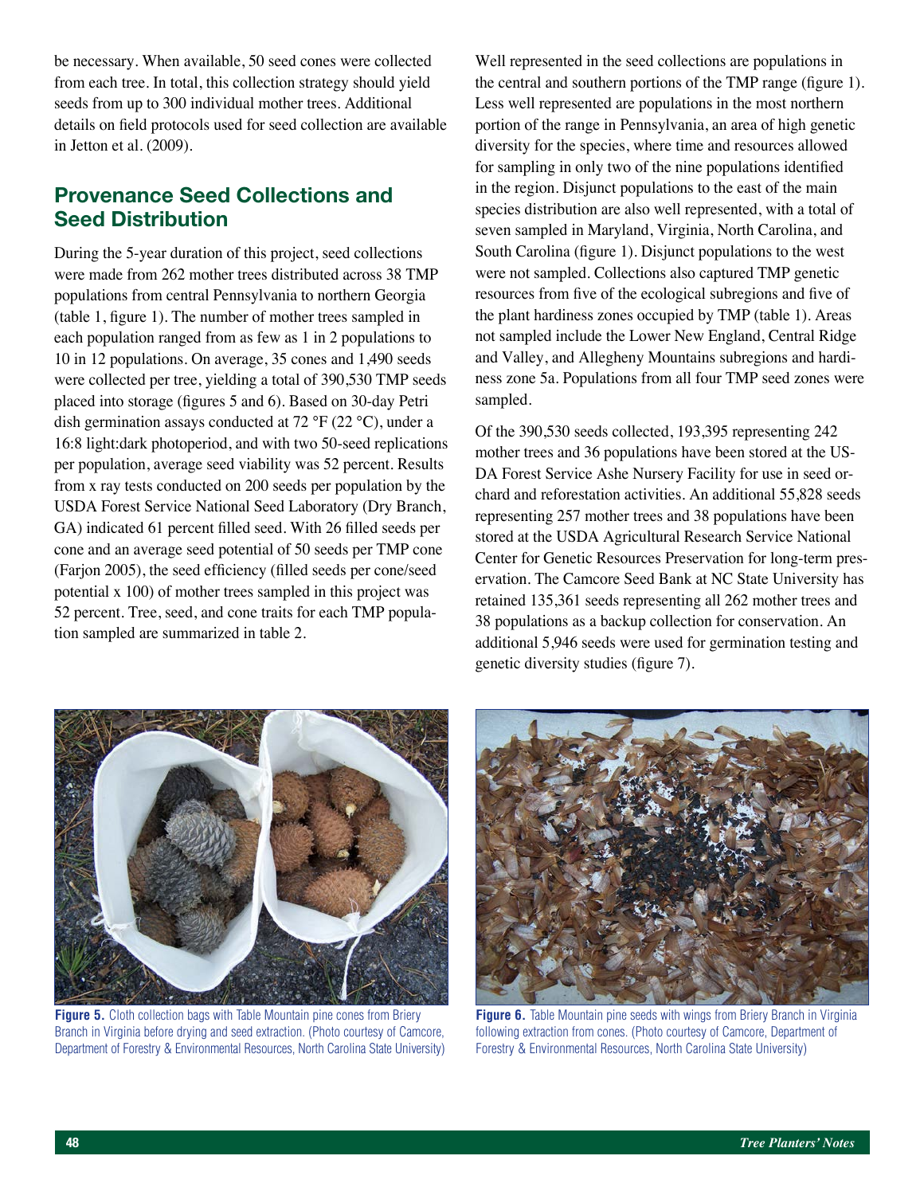be necessary. When available, 50 seed cones were collected from each tree. In total, this collection strategy should yield seeds from up to 300 individual mother trees. Additional details on field protocols used for seed collection are available in Jetton et al. (2009).

## Provenance Seed Collections and Seed Distribution

During the 5-year duration of this project, seed collections were made from 262 mother trees distributed across 38 TMP populations from central Pennsylvania to northern Georgia (table 1, figure 1). The number of mother trees sampled in each population ranged from as few as 1 in 2 populations to 10 in 12 populations. On average, 35 cones and 1,490 seeds were collected per tree, yielding a total of 390,530 TMP seeds placed into storage (figures 5 and 6). Based on 30-day Petri dish germination assays conducted at 72 °F (22 °C), under a 16:8 light:dark photoperiod, and with two 50-seed replications per population, average seed viability was 52 percent. Results from x ray tests conducted on 200 seeds per population by the USDA Forest Service National Seed Laboratory (Dry Branch, GA) indicated 61 percent filled seed. With 26 filled seeds per cone and an average seed potential of 50 seeds per TMP cone (Farjon 2005), the seed efficiency (filled seeds per cone/seed potential x 100) of mother trees sampled in this project was 52 percent. Tree, seed, and cone traits for each TMP population sampled are summarized in table 2.

Well represented in the seed collections are populations in the central and southern portions of the TMP range (figure 1). Less well represented are populations in the most northern portion of the range in Pennsylvania, an area of high genetic diversity for the species, where time and resources allowed for sampling in only two of the nine populations identified in the region. Disjunct populations to the east of the main species distribution are also well represented, with a total of seven sampled in Maryland, Virginia, North Carolina, and South Carolina (figure 1). Disjunct populations to the west were not sampled. Collections also captured TMP genetic resources from five of the ecological subregions and five of the plant hardiness zones occupied by TMP (table 1). Areas not sampled include the Lower New England, Central Ridge and Valley, and Allegheny Mountains subregions and hardiness zone 5a. Populations from all four TMP seed zones were sampled.

Of the 390,530 seeds collected, 193,395 representing 242 mother trees and 36 populations have been stored at the USDA Forest Service Ashe Nursery Facility for use in seed orchard and reforestation activities. An additional 55,828 seeds representing 257 mother trees and 38 populations have been stored at the USDA Agricultural Research Service National Center for Genetic Resources Preservation for long-term preservation. The Camcore Seed Bank at NC State University has retained 135,361 seeds representing all 262 mother trees and 38 populations as a backup collection for conservation. An additional 5,946 seeds were used for germination testing and genetic diversity studies (figure 7).

**Figure 5.** Cloth collection bags with Table Mountain pine cones from Briery Branch in Virginia before drying and seed extraction. (Photo courtesy of Camcore, Department of Forestry & Environmental Resources, North Carolina State University)

**Figure 6.** Table Mountain pine seeds with wings from Briery Branch in Virginia following extraction from cones. (Photo courtesy of Camcore, Department of Forestry & Environmental Resources, North Carolina State University)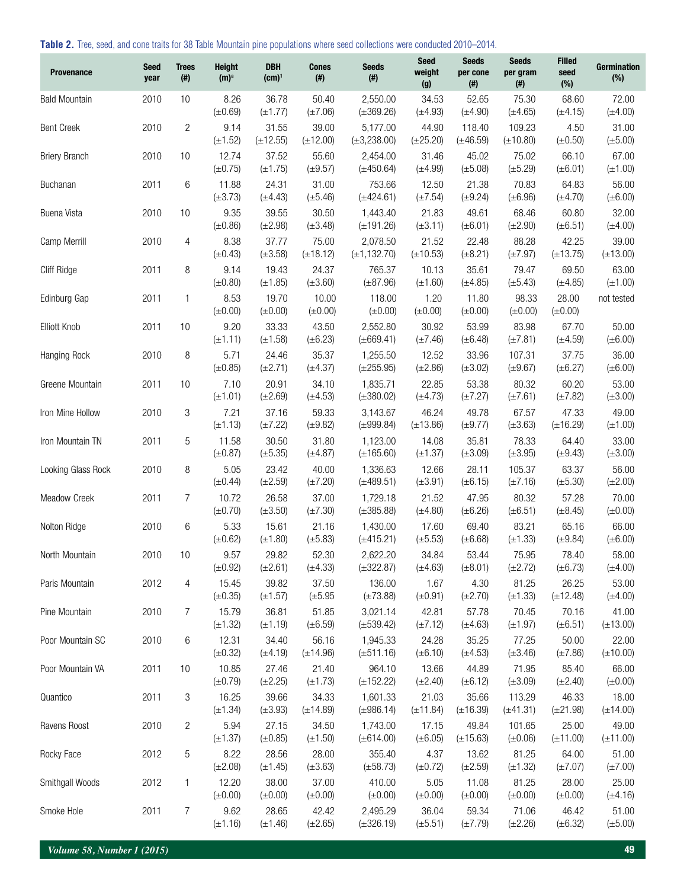**Table 2.** Tree, seed, and cone traits for 38 Table Mountain pine populations where seed collections were conducted 2010–2014.

| Provenance | Seed year | Trees (#) | Height (m)[a] | DBH (cm)[1] | Cones (#) | Seeds (#) | Seed weight (g) | Seeds per cone (#) | Seeds per gram (#) | Filled seed (%) | Germination (%) |
|---|---|---|---|---|---|---|---|---|---|---|---|
| Bald Mountain | 2010 | 10 | 8.26 (±0.69) | 36.78 (±1.77) | 50.40 (±7.06) | 2,550.00 (±369.26) | 34.53 (±4.93) | 52.65 (±4.90) | 75.30 (±4.65) | 68.60 (±4.15) | 72.00 (±4.00) |
| Bent Creek | 2010 | 2 | 9.14 (±1.52) | 31.55 (±12.55) | 39.00 (±12.00) | 5,177.00 (±3,238.00) | 44.90 (±25.20) | 118.40 (±46.59) | 109.23 (±10.80) | 4.50 (±0.50) | 31.00 (±5.00) |
| Briery Branch | 2010 | 10 | 12.74 (±0.75) | 37.52 (±1.75) | 55.60 (±9.57) | 2,454.00 (±450.64) | 31.46 (±4.99) | 45.02 (±5.08) | 75.02 (±5.29) | 66.10 (±6.01) | 67.00 (±1.00) |
| Buchanan | 2011 | 6 | 11.88 (±3.73) | 24.31 (±4.43) | 31.00 (±5.46) | 753.66 (±424.61) | 12.50 (±7.54) | 21.38 (±9.24) | 70.83 (±6.96) | 64.83 (±4.70) | 56.00 (±6.00) |
| Buena Vista | 2010 | 10 | 9.35 (±0.86) | 39.55 (±2.98) | 30.50 (±3.48) | 1,443.40 (±191.26) | 21.83 (±3.11) | 49.61 (±6.01) | 68.46 (±2.90) | 60.80 (±6.51) | 32.00 (±4.00) |
| Camp Merrill | 2010 | 4 | 8.38 (±0.43) | 37.77 (±3.58) | 75.00 (±18.12) | 2,078.50 (±1,132.70) | 21.52 (±10.53) | 22.48 (±8.21) | 88.28 (±7.97) | 42.25 (±13.75) | 39.00 (±13.00) |
| Cliff Ridge | 2011 | 8 | 9.14 (±0.80) | 19.43 (±1.85) | 24.37 (±3.60) | 765.37 (±87.96) | 10.13 (±1.60) | 35.61 (±4.85) | 79.47 (±5.43) | 69.50 (±4.85) | 63.00 (±1.00) |
| Edinburg Gap | 2011 | 1 | 8.53 (±0.00) | 19.70 (±0.00) | 10.00 (±0.00) | 118.00 (±0.00) | 1.20 (±0.00) | 11.80 (±0.00) | 98.33 (±0.00) | 28.00 (±0.00) | not tested |
| Elliott Knob | 2011 | 10 | 9.20 (±1.11) | 33.33 (±1.58) | 43.50 (±6.23) | 2,552.80 (±669.41) | 30.92 (±7.46) | 53.99 (±6.48) | 83.98 (±7.81) | 67.70 (±4.59) | 50.00 (±6.00) |
| Hanging Rock | 2010 | 8 | 5.71 (±0.85) | 24.46 (±2.71) | 35.37 (±4.37) | 1,255.50 (±255.95) | 12.52 (±2.86) | 33.96 (±3.02) | 107.31 (±9.67) | 37.75 (±6.27) | 36.00 (±6.00) |
| Greene Mountain | 2011 | 10 | 7.10 (±1.01) | 20.91 (±2.69) | 34.10 (±4.53) | 1,835.71 (±380.02) | 22.85 (±4.73) | 53.38 (±7.27) | 80.32 (±7.61) | 60.20 (±7.82) | 53.00 (±3.00) |
| Iron Mine Hollow | 2010 | 3 | 7.21 (±1.13) | 37.16 (±7.22) | 59.33 (±9.82) | 3,143.67 (±999.84) | 46.24 (±13.86) | 49.78 (±9.77) | 67.57 (±3.63) | 47.33 (±16.29) | 49.00 (±1.00) |
| Iron Mountain TN | 2011 | 5 | 11.58 (±0.87) | 30.50 (±5.35) | 31.80 (±4.87) | 1,123.00 (±165.60) | 14.08 (±1.37) | 35.81 (±3.09) | 78.33 (±3.95) | 64.40 (±9.43) | 33.00 (±3.00) |
| Looking Glass Rock | 2010 | 8 | 5.05 (±0.44) | 23.42 (±2.59) | 40.00 (±7.20) | 1,336.63 (±489.51) | 12.66 (±3.91) | 28.11 (±6.15) | 105.37 (±7.16) | 63.37 (±5.30) | 56.00 (±2.00) |
| Meadow Creek | 2011 | 7 | 10.72 (±0.70) | 26.58 (±3.50) | 37.00 (±7.30) | 1,729.18 (±385.88) | 21.52 (±4.80) | 47.95 (±6.26) | 80.32 (±6.51) | 57.28 (±8.45) | 70.00 (±0.00) |
| Nolton Ridge | 2010 | 6 | 5.33 (±0.62) | 15.61 (±1.80) | 21.16 (±5.83) | 1,430.00 (±415.21) | 17.60 (±5.53) | 69.40 (±6.68) | 83.21 (±1.33) | 65.16 (±9.84) | 66.00 (±6.00) |
| North Mountain | 2010 | 10 | 9.57 (±0.92) | 29.82 (±2.61) | 52.30 (±4.33) | 2,622.20 (±322.87) | 34.84 (±4.63) | 53.44 (±8.01) | 75.95 (±2.72) | 78.40 (±6.73) | 58.00 (±4.00) |
| Paris Mountain | 2012 | 4 | 15.45 (±0.35) | 39.82 (±1.57) | 37.50 (±5.95 | 136.00 (±73.88) | 1.67 (±0.91) | 4.30 (±2.70) | 81.25 (±1.33) | 26.25 (±12.48) | 53.00 (±4.00) |
| Pine Mountain | 2010 | 7 | 15.79 (±1.32) | 36.81 (±1.19) | 51.85 (±6.59) | 3,021.14 (±539.42) | 42.81 (±7.12) | 57.78 (±4.63) | 70.45 (±1.97) | 70.16 (±6.51) | 41.00 (±13.00) |
| Poor Mountain SC | 2010 | 6 | 12.31 (±0.32) | 34.40 (±4.19) | 56.16 (±14.96) | 1,945.33 (±511.16) | 24.28 (±6.10) | 35.25 (±4.53) | 77.25 (±3.46) | 50.00 (±7.86) | 22.00 (±10.00) |
| Poor Mountain VA | 2011 | 10 | 10.85 (±0.79) | 27.46 (±2.25) | 21.40 (±1.73) | 964.10 (±152.22) | 13.66 (±2.40) | 44.89 (±6.12) | 71.95 (±3.09) | 85.40 (±2.40) | 66.00 (±0.00) |
| Quantico | 2011 | 3 | 16.25 (±1.34) | 39.66 (±3.93) | 34.33 (±14.89) | 1,601.33 (±986.14) | 21.03 (±11.84) | 35.66 (±16.39) | 113.29 (±41.31) | 46.33 (±21.98) | 18.00 (±14.00) |
| Ravens Roost | 2010 | 2 | 5.94 (±1.37) | 27.15 (±0.85) | 34.50 (±1.50) | 1,743.00 (±614.00) | 17.15 (±6.05) | 49.84 (±15.63) | 101.65 (±0.06) | 25.00 (±11.00) | 49.00 (±11.00) |
| Rocky Face | 2012 | 5 | 8.22 (±2.08) | 28.56 (±1.45) | 28.00 (±3.63) | 355.40 (±58.73) | 4.37 (±0.72) | 13.62 (±2.59) | 81.25 (±1.32) | 64.00 (±7.07) | 51.00 (±7.00) |
| Smithgall Woods | 2012 | 1 | 12.20 (±0.00) | 38.00 (±0.00) | 37.00 (±0.00) | 410.00 (±0.00) | 5.05 (±0.00) | 11.08 (±0.00) | 81.25 (±0.00) | 28.00 (±0.00) | 25.00 (±4.16) |
| Smoke Hole | 2011 | 7 | 9.62 (±1.16) | 28.65 (±1.46) | 42.42 (±2.65) | 2,495.29 (±326.19) | 36.04 (±5.51) | 59.34 (±7.79) | 71.06 (±2.26) | 46.42 (±6.32) | 51.00 (±5.00) |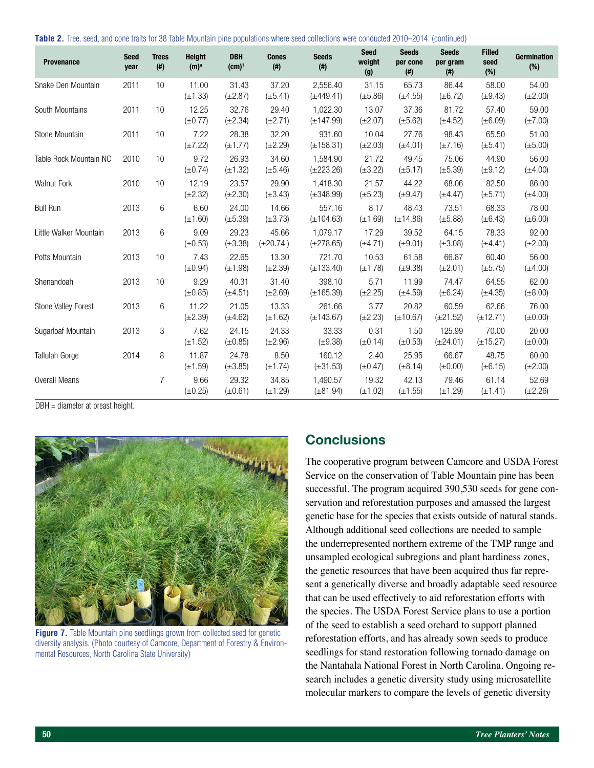**Table 2.** Tree, seed, and cone traits for 38 Table Mountain pine populations where seed collections were conducted 2010–2014. (continued)

| Provenance | Seed year | Trees (#) | Height (m)[a] | DBH (cm)[1] | Cones (#) | Seeds (#) | Seed weight (g) | Seeds per cone (#) | Seeds per gram (#) | Filled seed (%) | Germination (%) |
|---|---|---|---|---|---|---|---|---|---|---|---|
| Snake Den Mountain | 2011 | 10 | 11.00 (±1.33) | 31.43 (±2.87) | 37.20 (±5.41) | 2,556.40 (±449.41) | 31.15 (±5.86) | 65.73 (±4.55) | 86.44 (±6.72) | 58.00 (±9.43) | 54.00 (±2.00) |
| South Mountains | 2011 | 10 | 12.25 (±0.77) | 32.76 (±2.34) | 29.40 (±2.71) | 1,022.30 (±147.99) | 13.07 (±2.07) | 37.36 (±5.62) | 81.72 (±4.52) | 57.40 (±6.09) | 59.00 (±7.00) |
| Stone Mountain | 2011 | 10 | 7.22 (±7.22) | 28.38 (±1.77) | 32.20 (±2.29) | 931.60 (±158.31) | 10.04 (±2.03) | 27.76 (±4.01) | 98.43 (±7.16) | 65.50 (±5.41) | 51.00 (±5.00) |
| Table Rock Mountain NC | 2010 | 10 | 9.72 (±0.74) | 26.93 (±1.32) | 34.60 (±5.46) | 1,584.90 (±223.26) | 21.72 (±3.22) | 49.45 (±5.17) | 75.06 (±5.39) | 44.90 (±9.12) | 56.00 (±4.00) |
| Walnut Fork | 2010 | 10 | 12.19 (±2.32) | 23.57 (±2.30) | 29.90 (±3.43) | 1,418.30 (±348.99) | 21.57 (±5.23) | 44.22 (±9.47) | 68.06 (±4.47) | 82.50 (±5.71) | 86.00 (±4.00) |
| Bull Run | 2013 | 6 | 6.60 (±1.60) | 24.00 (±5.39) | 14.66 (±3.73) | 557.16 (±104.63) | 8.17 (±1.69) | 48.43 (±14.86) | 73.51 (±5.88) | 68.33 (±6.43) | 78.00 (±6.00) |
| Little Walker Mountain | 2013 | 6 | 9.09 (±0.53) | 29.23 (±3.38) | 45.66 (±20.74) | 1,079.17 (±278.65) | 17.29 (±4.71) | 39.52 (±9.01) | 64.15 (±3.08) | 78.33 (±4.41) | 92.00 (±2.00) |
| Potts Mountain | 2013 | 10 | 7.43 (±0.94) | 22.65 (±1.98) | 13.30 (±2.39) | 721.70 (±133.40) | 10.53 (±1.78) | 61.58 (±9.38) | 66.87 (±2.01) | 60.40 (±5.75) | 56.00 (±4.00) |
| Shenandoah | 2013 | 10 | 9.29 (±0.85) | 40.31 (±4.51) | 31.40 (±2.69) | 398.10 (±165.39) | 5.71 (±2.25) | 11.99 (±4.59) | 74.47 (±6.24) | 64.55 (±4.35) | 62.00 (±8.00) |
| Stone Valley Forest | 2013 | 6 | 11.22 (±2.39) | 21.05 (±4.62) | 13.33 (±1.62) | 261.66 (±143.67) | 3.77 (±2.23) | 20.82 (±10.67) | 60.59 (±21.52) | 62.66 (±12.71) | 76.00 (±0.00) |
| Sugarloaf Mountain | 2013 | 3 | 7.62 (±1.52) | 24.15 (±0.85) | 24.33 (±2.96) | 33.33 (±9.38) | 0.31 (±0.14) | 1.50 (±0.53) | 125.99 (±24.01) | 70.00 (±15.27) | 20.00 (±0.00) |
| Tallulah Gorge | 2014 | 8 | 11.87 (±1.59) | 24.78 (±3.85) | 8.50 (±1.74) | 160.12 (±31.53) | 2.40 (±0.47) | 25.95 (±8.14) | 66.67 (±0.00) | 48.75 (±6.15) | 60.00 (±2.00) |
| Overall Means | | 7 | 9.66 (±0.25) | 29.32 (±0.61) | 34.85 (±1.29) | 1,490.57 (±81.94) | 19.32 (±1.02) | 42.13 (±1.55) | 79.46 (±1.29) | 61.14 (±1.41) | 52.69 (±2.26) |

DBH = diameter at breast height.

**Figure 7.** Table Mountain pine seedlings grown from collected seed for genetic diversity analysis. (Photo courtesy of Camcore, Department of Forestry & Environmental Resources, North Carolina State University)

## Conclusions

The cooperative program between Camcore and USDA Forest Service on the conservation of Table Mountain pine has been successful. The program acquired 390,530 seeds for gene conservation and reforestation purposes and amassed the largest genetic base for the species that exists outside of natural stands. Although additional seed collections are needed to sample the underrepresented northern extreme of the TMP range and unsampled ecological subregions and plant hardiness zones, the genetic resources that have been acquired thus far represent a genetically diverse and broadly adaptable seed resource that can be used effectively to aid reforestation efforts with the species. The USDA Forest Service plans to use a portion of the seed to establish a seed orchard to support planned reforestation efforts, and has already sown seeds to produce seedlings for stand restoration following tornado damage on the Nantahala National Forest in North Carolina. Ongoing research includes a genetic diversity study using microsatellite molecular markers to compare the levels of genetic diversity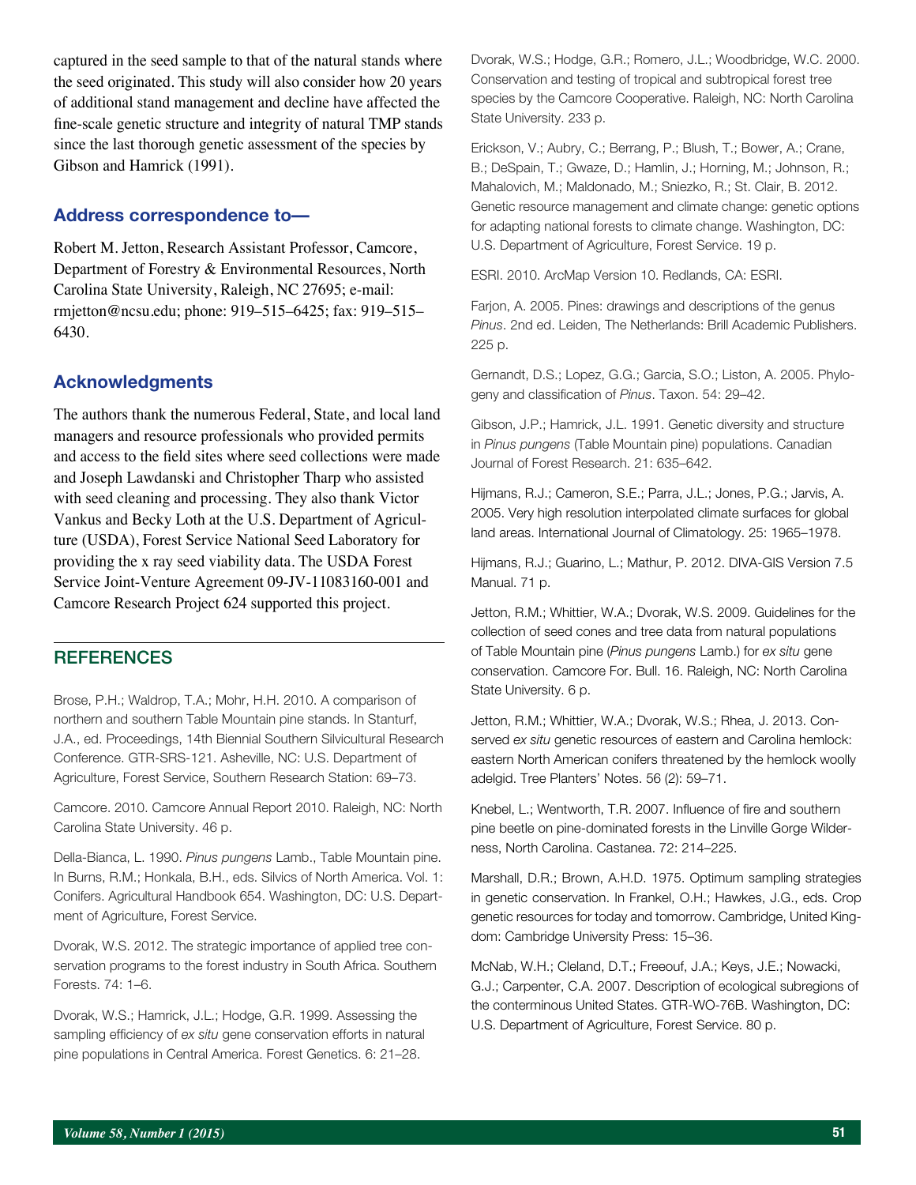captured in the seed sample to that of the natural stands where the seed originated. This study will also consider how 20 years of additional stand management and decline have affected the fine-scale genetic structure and integrity of natural TMP stands since the last thorough genetic assessment of the species by Gibson and Hamrick (1991).

### Address correspondence to—

Robert M. Jetton, Research Assistant Professor, Camcore, Department of Forestry & Environmental Resources, North Carolina State University, Raleigh, NC 27695; e-mail: rmjetton@ncsu.edu; phone: 919–515–6425; fax: 919–515–6430.

### Acknowledgments

The authors thank the numerous Federal, State, and local land managers and resource professionals who provided permits and access to the field sites where seed collections were made and Joseph Lawdanski and Christopher Tharp who assisted with seed cleaning and processing. They also thank Victor Vankus and Becky Loth at the U.S. Department of Agriculture (USDA), Forest Service National Seed Laboratory for providing the x ray seed viability data. The USDA Forest Service Joint-Venture Agreement 09-JV-11083160-001 and Camcore Research Project 624 supported this project.

## REFERENCES

Brose, P.H.; Waldrop, T.A.; Mohr, H.H. 2010. A comparison of northern and southern Table Mountain pine stands. In Stanturf, J.A., ed. Proceedings, 14th Biennial Southern Silvicultural Research Conference. GTR-SRS-121. Asheville, NC: U.S. Department of Agriculture, Forest Service, Southern Research Station: 69–73.

Camcore. 2010. Camcore Annual Report 2010. Raleigh, NC: North Carolina State University. 46 p.

Della-Bianca, L. 1990. *Pinus pungens* Lamb., Table Mountain pine. In Burns, R.M.; Honkala, B.H., eds. Silvics of North America. Vol. 1: Conifers. Agricultural Handbook 654. Washington, DC: U.S. Department of Agriculture, Forest Service.

Dvorak, W.S. 2012. The strategic importance of applied tree conservation programs to the forest industry in South Africa. Southern Forests. 74: 1–6.

Dvorak, W.S.; Hamrick, J.L.; Hodge, G.R. 1999. Assessing the sampling efficiency of *ex situ* gene conservation efforts in natural pine populations in Central America. Forest Genetics. 6: 21–28.

Dvorak, W.S.; Hodge, G.R.; Romero, J.L.; Woodbridge, W.C. 2000. Conservation and testing of tropical and subtropical forest tree species by the Camcore Cooperative. Raleigh, NC: North Carolina State University. 233 p.

Erickson, V.; Aubry, C.; Berrang, P.; Blush, T.; Bower, A.; Crane, B.; DeSpain, T.; Gwaze, D.; Hamlin, J.; Horning, M.; Johnson, R.; Mahalovich, M.; Maldonado, M.; Sniezko, R.; St. Clair, B. 2012. Genetic resource management and climate change: genetic options for adapting national forests to climate change. Washington, DC: U.S. Department of Agriculture, Forest Service. 19 p.

ESRI. 2010. ArcMap Version 10. Redlands, CA: ESRI.

Farjon, A. 2005. Pines: drawings and descriptions of the genus *Pinus*. 2nd ed. Leiden, The Netherlands: Brill Academic Publishers. 225 p.

Gernandt, D.S.; Lopez, G.G.; Garcia, S.O.; Liston, A. 2005. Phylogeny and classification of *Pinus*. Taxon. 54: 29–42.

Gibson, J.P.; Hamrick, J.L. 1991. Genetic diversity and structure in *Pinus pungens* (Table Mountain pine) populations. Canadian Journal of Forest Research. 21: 635–642.

Hijmans, R.J.; Cameron, S.E.; Parra, J.L.; Jones, P.G.; Jarvis, A. 2005. Very high resolution interpolated climate surfaces for global land areas. International Journal of Climatology. 25: 1965–1978.

Hijmans, R.J.; Guarino, L.; Mathur, P. 2012. DIVA-GIS Version 7.5 Manual. 71 p.

Jetton, R.M.; Whittier, W.A.; Dvorak, W.S. 2009. Guidelines for the collection of seed cones and tree data from natural populations of Table Mountain pine (*Pinus pungens* Lamb.) for *ex situ* gene conservation. Camcore For. Bull. 16. Raleigh, NC: North Carolina State University. 6 p.

Jetton, R.M.; Whittier, W.A.; Dvorak, W.S.; Rhea, J. 2013. Conserved *ex situ* genetic resources of eastern and Carolina hemlock: eastern North American conifers threatened by the hemlock woolly adelgid. Tree Planters' Notes. 56 (2): 59–71.

Knebel, L.; Wentworth, T.R. 2007. Influence of fire and southern pine beetle on pine-dominated forests in the Linville Gorge Wilderness, North Carolina. Castanea. 72: 214–225.

Marshall, D.R.; Brown, A.H.D. 1975. Optimum sampling strategies in genetic conservation. In Frankel, O.H.; Hawkes, J.G., eds. Crop genetic resources for today and tomorrow. Cambridge, United Kingdom: Cambridge University Press: 15–36.

McNab, W.H.; Cleland, D.T.; Freeouf, J.A.; Keys, J.E.; Nowacki, G.J.; Carpenter, C.A. 2007. Description of ecological subregions of the conterminous United States. GTR-WO-76B. Washington, DC: U.S. Department of Agriculture, Forest Service. 80 p.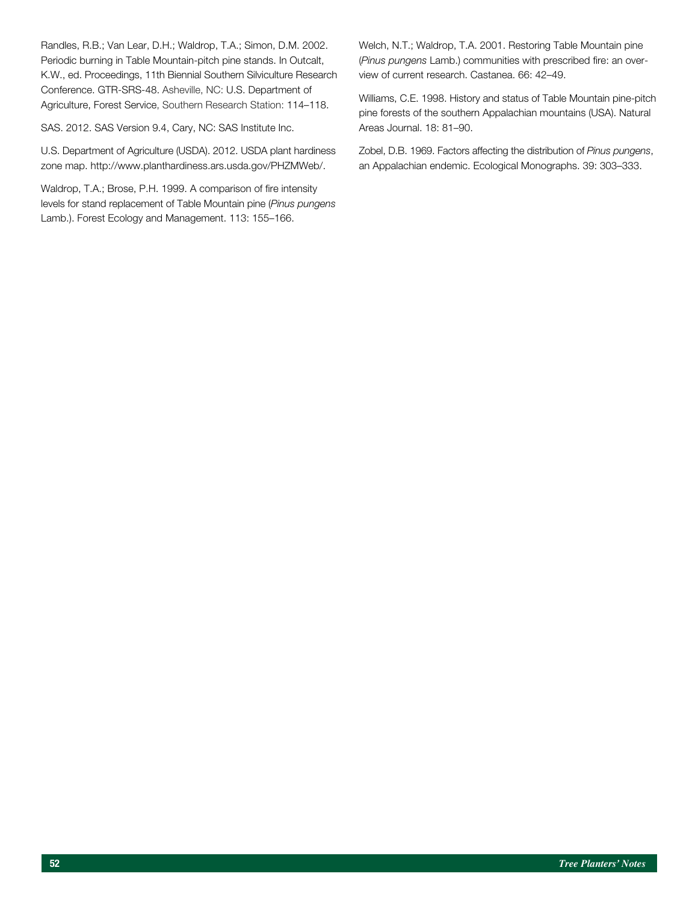Randles, R.B.; Van Lear, D.H.; Waldrop, T.A.; Simon, D.M. 2002. Periodic burning in Table Mountain-pitch pine stands. In Outcalt, K.W., ed. Proceedings, 11th Biennial Southern Silviculture Research Conference. GTR-SRS-48. Asheville, NC: U.S. Department of Agriculture, Forest Service, Southern Research Station: 114–118.

SAS. 2012. SAS Version 9.4, Cary, NC: SAS Institute Inc.

U.S. Department of Agriculture (USDA). 2012. USDA plant hardiness zone map. http://www.planthardiness.ars.usda.gov/PHZMWeb/.

Waldrop, T.A.; Brose, P.H. 1999. A comparison of fire intensity levels for stand replacement of Table Mountain pine (*Pinus pungens* Lamb.). Forest Ecology and Management. 113: 155–166.

Welch, N.T.; Waldrop, T.A. 2001. Restoring Table Mountain pine (*Pinus pungens* Lamb.) communities with prescribed fire: an overview of current research. Castanea. 66: 42–49.

Williams, C.E. 1998. History and status of Table Mountain pine-pitch pine forests of the southern Appalachian mountains (USA). Natural Areas Journal. 18: 81–90.

Zobel, D.B. 1969. Factors affecting the distribution of *Pinus pungens*, an Appalachian endemic. Ecological Monographs. 39: 303–333.